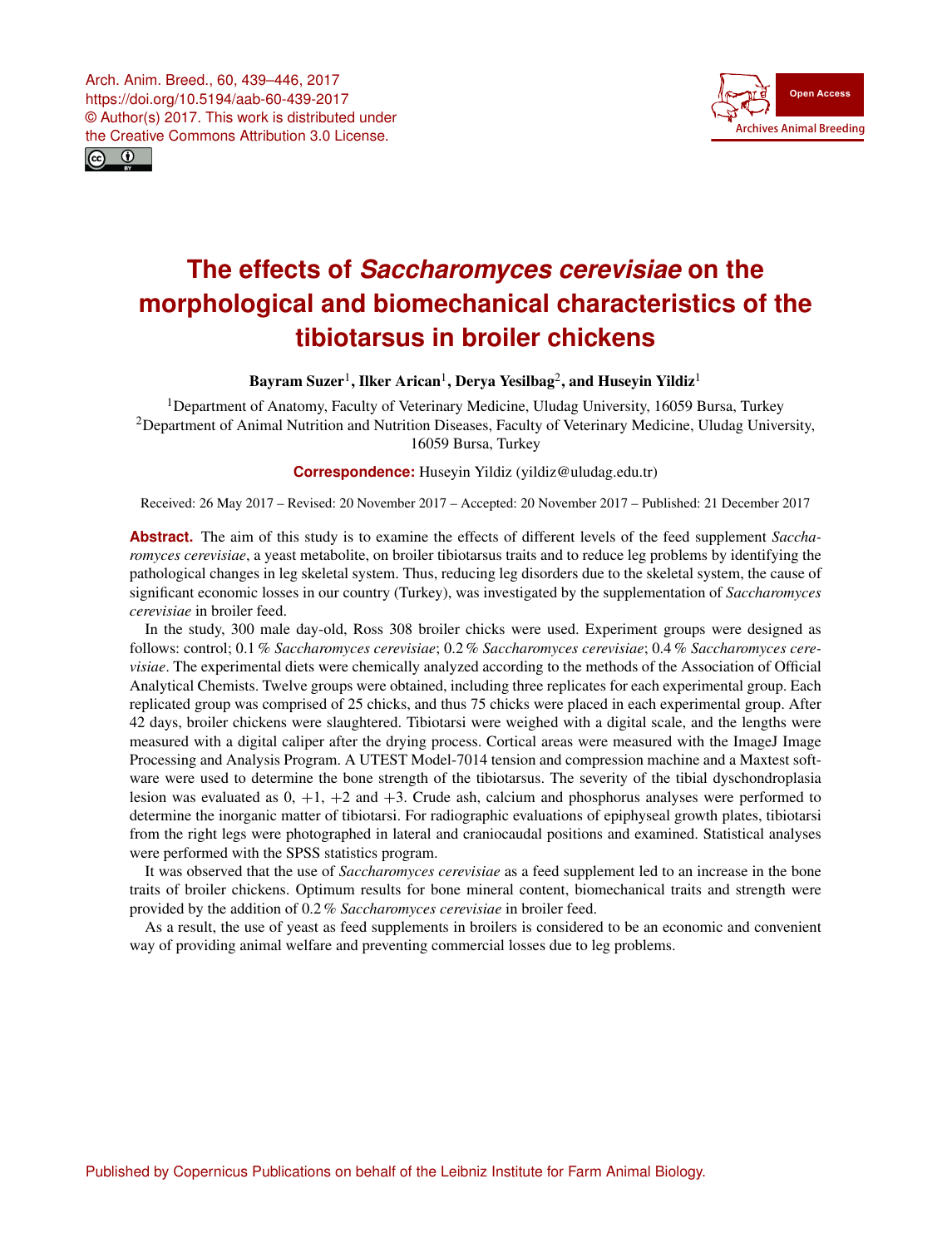# The effects of *Saccharomyces cerevisiae* on the morphological and biomechanical characteristics of the tibiotarsus in broiler chickens

**Bayram Suzer[1], Ilker Arican[1], Derya Yesilbag[2], and Huseyin Yildiz[1]**

[1]Department of Anatomy, Faculty of Veterinary Medicine, Uludag University, 16059 Bursa, Turkey
[2]Department of Animal Nutrition and Nutrition Diseases, Faculty of Veterinary Medicine, Uludag University, 16059 Bursa, Turkey

**Correspondence:** Huseyin Yildiz (yildiz@uludag.edu.tr)

Received: 26 May 2017 – Revised: 20 November 2017 – Accepted: 20 November 2017 – Published: 21 December 2017

**Abstract.** The aim of this study is to examine the effects of different levels of the feed supplement *Saccharomyces cerevisiae*, a yeast metabolite, on broiler tibiotarsus traits and to reduce leg problems by identifying the pathological changes in leg skeletal system. Thus, reducing leg disorders due to the skeletal system, the cause of significant economic losses in our country (Turkey), was investigated by the supplementation of *Saccharomyces cerevisiae* in broiler feed.

In the study, 300 male day-old, Ross 308 broiler chicks were used. Experiment groups were designed as follows: control; 0.1 % *Saccharomyces cerevisiae*; 0.2 % *Saccharomyces cerevisiae*; 0.4 % *Saccharomyces cerevisiae*. The experimental diets were chemically analyzed according to the methods of the Association of Official Analytical Chemists. Twelve groups were obtained, including three replicates for each experimental group. Each replicated group was comprised of 25 chicks, and thus 75 chicks were placed in each experimental group. After 42 days, broiler chickens were slaughtered. Tibiotarsi were weighed with a digital scale, and the lengths were measured with a digital caliper after the drying process. Cortical areas were measured with the ImageJ Image Processing and Analysis Program. A UTEST Model-7014 tension and compression machine and a Maxtest software were used to determine the bone strength of the tibiotarsus. The severity of the tibial dyschondroplasia lesion was evaluated as 0, +1, +2 and +3. Crude ash, calcium and phosphorus analyses were performed to determine the inorganic matter of tibiotarsi. For radiographic evaluations of epiphyseal growth plates, tibiotarsi from the right legs were photographed in lateral and craniocaudal positions and examined. Statistical analyses were performed with the SPSS statistics program.

It was observed that the use of *Saccharomyces cerevisiae* as a feed supplement led to an increase in the bone traits of broiler chickens. Optimum results for bone mineral content, biomechanical traits and strength were provided by the addition of 0.2 % *Saccharomyces cerevisiae* in broiler feed.

As a result, the use of yeast as feed supplements in broilers is considered to be an economic and convenient way of providing animal welfare and preventing commercial losses due to leg problems.

Published by Copernicus Publications on behalf of the Leibniz Institute for Farm Animal Biology.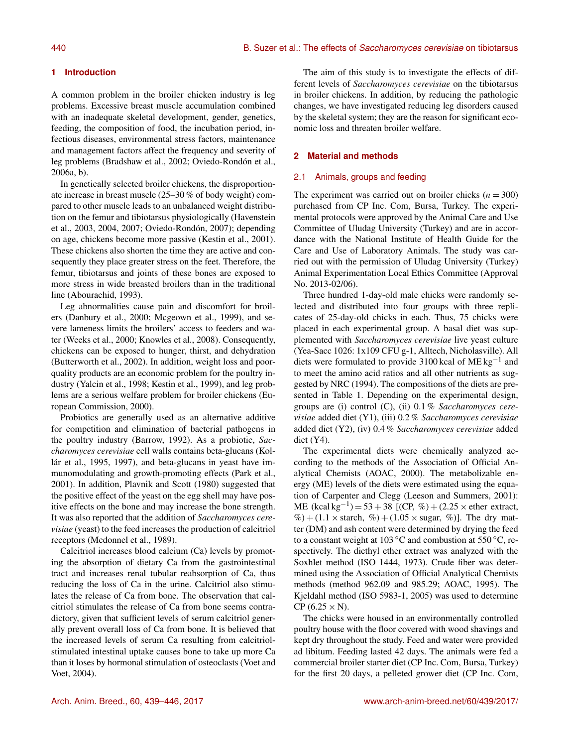## 1 Introduction

A common problem in the broiler chicken industry is leg problems. Excessive breast muscle accumulation combined with an inadequate skeletal development, gender, genetics, feeding, the composition of food, the incubation period, infectious diseases, environmental stress factors, maintenance and management factors affect the frequency and severity of leg problems (Bradshaw et al., 2002; Oviedo-Rondón et al., 2006a, b).

In genetically selected broiler chickens, the disproportionate increase in breast muscle (25–30 % of body weight) compared to other muscle leads to an unbalanced weight distribution on the femur and tibiotarsus physiologically (Havenstein et al., 2003, 2004, 2007; Oviedo-Rondón, 2007); depending on age, chickens become more passive (Kestin et al., 2001). These chickens also shorten the time they are active and consequently they place greater stress on the feet. Therefore, the femur, tibiotarsus and joints of these bones are exposed to more stress in wide breasted broilers than in the traditional line (Abourachid, 1993).

Leg abnormalities cause pain and discomfort for broilers (Danbury et al., 2000; Mcgeown et al., 1999), and severe lameness limits the broilers' access to feeders and water (Weeks et al., 2000; Knowles et al., 2008). Consequently, chickens can be exposed to hunger, thirst, and dehydration (Butterworth et al., 2002). In addition, weight loss and poor-quality products are an economic problem for the poultry industry (Yalcin et al., 1998; Kestin et al., 1999), and leg problems are a serious welfare problem for broiler chickens (European Commission, 2000).

Probiotics are generally used as an alternative additive for competition and elimination of bacterial pathogens in the poultry industry (Barrow, 1992). As a probiotic, *Saccharomyces cerevisiae* cell walls contains beta-glucans (Kollár et al., 1995, 1997), and beta-glucans in yeast have immunomodulating and growth-promoting effects (Park et al., 2001). In addition, Plavnik and Scott (1980) suggested that the positive effect of the yeast on the egg shell may have positive effects on the bone and may increase the bone strength. It was also reported that the addition of *Saccharomyces cerevisiae* (yeast) to the feed increases the production of calcitriol receptors (Mcdonnel et al., 1989).

Calcitriol increases blood calcium (Ca) levels by promoting the absorption of dietary Ca from the gastrointestinal tract and increases renal tubular reabsorption of Ca, thus reducing the loss of Ca in the urine. Calcitriol also stimulates the release of Ca from bone. The observation that calcitriol stimulates the release of Ca from bone seems contradictory, given that sufficient levels of serum calcitriol generally prevent overall loss of Ca from bone. It is believed that the increased levels of serum Ca resulting from calcitriol-stimulated intestinal uptake causes bone to take up more Ca than it loses by hormonal stimulation of osteoclasts (Voet and Voet, 2004).

The aim of this study is to investigate the effects of different levels of *Saccharomyces cerevisiae* on the tibiotarsus in broiler chickens. In addition, by reducing the pathologic changes, we have investigated reducing leg disorders caused by the skeletal system; they are the reason for significant economic loss and threaten broiler welfare.

## 2 Material and methods

### 2.1 Animals, groups and feeding

The experiment was carried out on broiler chicks ($n = 300$) purchased from CP Inc. Com, Bursa, Turkey. The experimental protocols were approved by the Animal Care and Use Committee of Uludag University (Turkey) and are in accordance with the National Institute of Health Guide for the Care and Use of Laboratory Animals. The study was carried out with the permission of Uludag University (Turkey) Animal Experimentation Local Ethics Committee (Approval No. 2013-02/06).

Three hundred 1-day-old male chicks were randomly selected and distributed into four groups with three replicates of 25-day-old chicks in each. Thus, 75 chicks were placed in each experimental group. A basal diet was supplemented with *Saccharomyces cerevisiae* live yeast culture (Yea-Sacc 1026: 1x109 CFU g-1, Alltech, Nicholasville). All diets were formulated to provide 3100 kcal of ME $kg^{-1}$ and to meet the amino acid ratios and all other nutrients as suggested by NRC (1994). The compositions of the diets are presented in Table 1. Depending on the experimental design, groups are (i) control (C), (ii) 0.1 % *Saccharomyces cerevisiae* added diet (Y1), (iii) 0.2 % *Saccharomyces cerevisiae* added diet (Y2), (iv) 0.4 % *Saccharomyces cerevisiae* added diet (Y4).

The experimental diets were chemically analyzed according to the methods of the Association of Official Analytical Chemists (AOAC, 2000). The metabolizable energy (ME) levels of the diets were estimated using the equation of Carpenter and Clegg (Leeson and Summers, 2001): ME ($kcal\,kg^{-1}$) $= 53 + 38$ [(CP, %) $+ (2.25 \times$ ether extract, %) $+ (1.1 \times$ starch, %) $+ (1.05 \times$ sugar, %)]. The dry matter (DM) and ash content were determined by drying the feed to a constant weight at 103 °C and combustion at 550 °C, respectively. The diethyl ether extract was analyzed with the Soxhlet method (ISO 1444, 1973). Crude fiber was determined using the Association of Official Analytical Chemists methods (method 962.09 and 985.29; AOAC, 1995). The Kjeldahl method (ISO 5983-1, 2005) was used to determine CP ($6.25 \times$ N).

The chicks were housed in an environmentally controlled poultry house with the floor covered with wood shavings and kept dry throughout the study. Feed and water were provided ad libitum. Feeding lasted 42 days. The animals were fed a commercial broiler starter diet (CP Inc. Com, Bursa, Turkey) for the first 20 days, a pelleted grower diet (CP Inc. Com,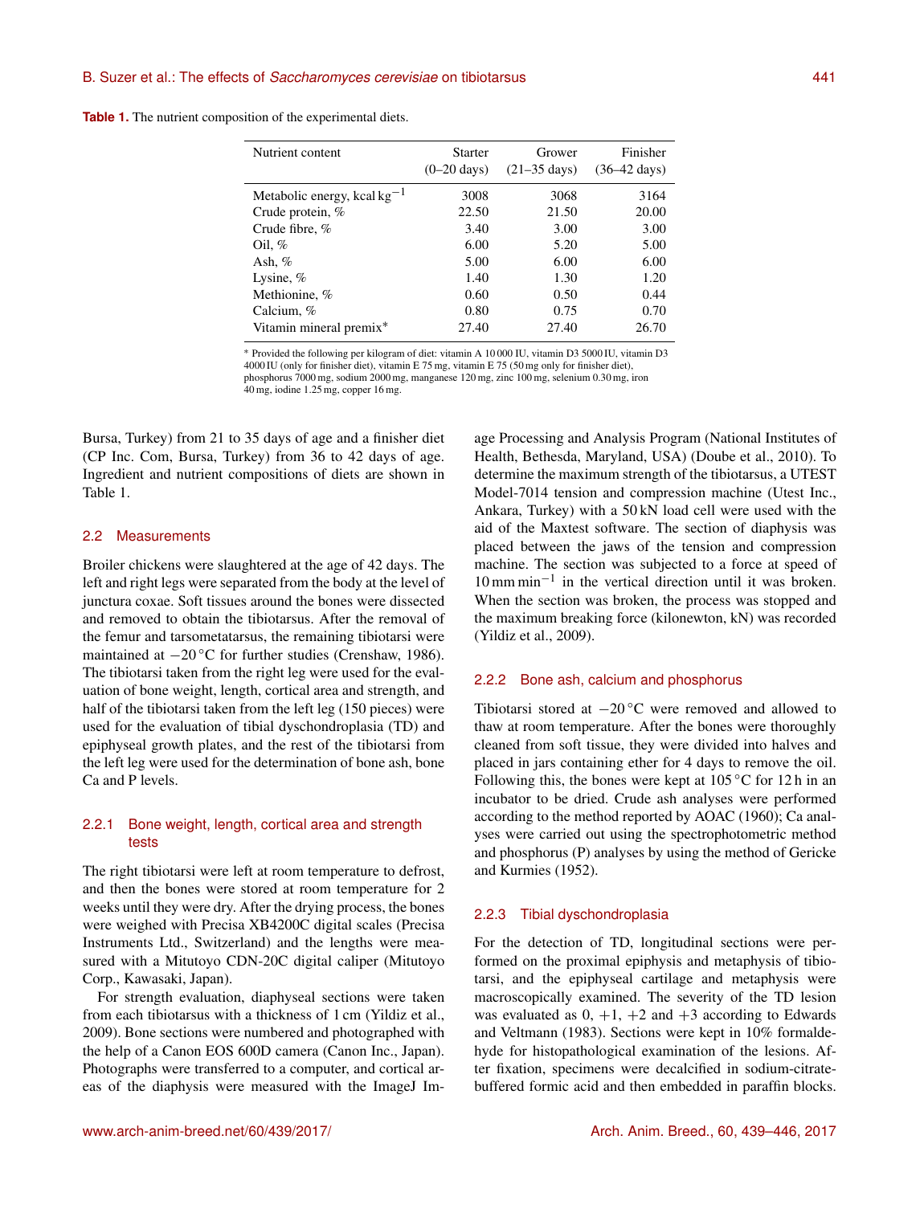**Table 1.** The nutrient composition of the experimental diets.

| Nutrient content | Starter (0–20 days) | Grower (21–35 days) | Finisher (36–42 days) |
|---|---|---|---|
| Metabolic energy, kcal $kg^{-1}$ | 3008 | 3068 | 3164 |
| Crude protein, % | 22.50 | 21.50 | 20.00 |
| Crude fibre, % | 3.40 | 3.00 | 3.00 |
| Oil, % | 6.00 | 5.20 | 5.00 |
| Ash, % | 5.00 | 6.00 | 6.00 |
| Lysine, % | 1.40 | 1.30 | 1.20 |
| Methionine, % | 0.60 | 0.50 | 0.44 |
| Calcium, % | 0.80 | 0.75 | 0.70 |
| Vitamin mineral premix* | 27.40 | 27.40 | 26.70 |

* Provided the following per kilogram of diet: vitamin A 10 000 IU, vitamin D3 5000 IU, vitamin D3 4000 IU (only for finisher diet), vitamin E 75 mg, vitamin E 75 (50 mg only for finisher diet), phosphorus 7000 mg, sodium 2000 mg, manganese 120 mg, zinc 100 mg, selenium 0.30 mg, iron 40 mg, iodine 1.25 mg, copper 16 mg.

Bursa, Turkey) from 21 to 35 days of age and a finisher diet (CP Inc. Com, Bursa, Turkey) from 36 to 42 days of age. Ingredient and nutrient compositions of diets are shown in Table 1.

## 2.2 Measurements

Broiler chickens were slaughtered at the age of 42 days. The left and right legs were separated from the body at the level of junctura coxae. Soft tissues around the bones were dissected and removed to obtain the tibiotarsus. After the removal of the femur and tarsometatarsus, the remaining tibiotarsi were maintained at −20 °C for further studies (Crenshaw, 1986). The tibiotarsi taken from the right leg were used for the evaluation of bone weight, length, cortical area and strength, and half of the tibiotarsi taken from the left leg (150 pieces) were used for the evaluation of tibial dyschondroplasia (TD) and epiphyseal growth plates, and the rest of the tibiotarsi from the left leg were used for the determination of bone ash, bone Ca and P levels.

### 2.2.1 Bone weight, length, cortical area and strength tests

The right tibiotarsi were left at room temperature to defrost, and then the bones were stored at room temperature for 2 weeks until they were dry. After the drying process, the bones were weighed with Precisa XB4200C digital scales (Precisa Instruments Ltd., Switzerland) and the lengths were measured with a Mitutoyo CDN-20C digital caliper (Mitutoyo Corp., Kawasaki, Japan).

For strength evaluation, diaphyseal sections were taken from each tibiotarsus with a thickness of 1 cm (Yildiz et al., 2009). Bone sections were numbered and photographed with the help of a Canon EOS 600D camera (Canon Inc., Japan). Photographs were transferred to a computer, and cortical areas of the diaphysis were measured with the ImageJ Image Processing and Analysis Program (National Institutes of Health, Bethesda, Maryland, USA) (Doube et al., 2010). To determine the maximum strength of the tibiotarsus, a UTEST Model-7014 tension and compression machine (Utest Inc., Ankara, Turkey) with a 50 kN load cell were used with the aid of the Maxtest software. The section of diaphysis was placed between the jaws of the tension and compression machine. The section was subjected to a force at speed of 10 mm $min^{-1}$ in the vertical direction until it was broken. When the section was broken, the process was stopped and the maximum breaking force (kilonewton, kN) was recorded (Yildiz et al., 2009).

### 2.2.2 Bone ash, calcium and phosphorus

Tibiotarsi stored at −20 °C were removed and allowed to thaw at room temperature. After the bones were thoroughly cleaned from soft tissue, they were divided into halves and placed in jars containing ether for 4 days to remove the oil. Following this, the bones were kept at 105 °C for 12 h in an incubator to be dried. Crude ash analyses were performed according to the method reported by AOAC (1960); Ca analyses were carried out using the spectrophotometric method and phosphorus (P) analyses by using the method of Gericke and Kurmies (1952).

### 2.2.3 Tibial dyschondroplasia

For the detection of TD, longitudinal sections were performed on the proximal epiphysis and metaphysis of tibiotarsi, and the epiphyseal cartilage and metaphysis were macroscopically examined. The severity of the TD lesion was evaluated as 0, +1, +2 and +3 according to Edwards and Veltmann (1983). Sections were kept in 10% formaldehyde for histopathological examination of the lesions. After fixation, specimens were decalcified in sodium-citrate-buffered formic acid and then embedded in paraffin blocks.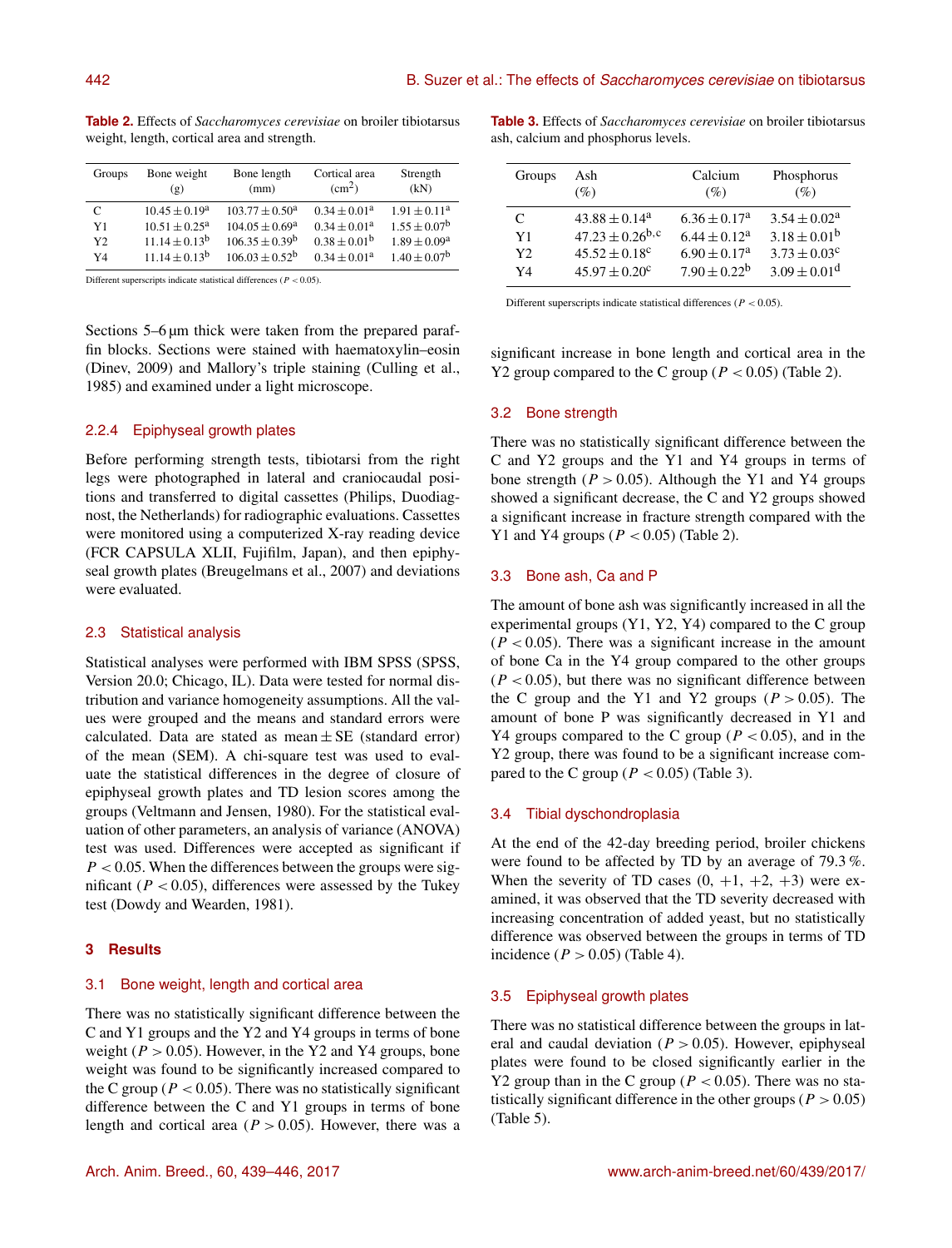**Table 2.** Effects of *Saccharomyces cerevisiae* on broiler tibiotarsus weight, length, cortical area and strength.

| Groups | Bone weight (g) | Bone length (mm) | Cortical area ($cm^2$) | Strength (kN) |
|---|---|---|---|---|
| C | $10.45 \pm 0.19^a$ | $103.77 \pm 0.50^a$ | $0.34 \pm 0.01^a$ | $1.91 \pm 0.11^a$ |
| Y1 | $10.51 \pm 0.25^a$ | $104.05 \pm 0.69^a$ | $0.34 \pm 0.01^a$ | $1.55 \pm 0.07^b$ |
| Y2 | $11.14 \pm 0.13^b$ | $106.35 \pm 0.39^b$ | $0.38 \pm 0.01^b$ | $1.89 \pm 0.09^a$ |
| Y4 | $11.14 \pm 0.13^b$ | $106.03 \pm 0.52^b$ | $0.34 \pm 0.01^a$ | $1.40 \pm 0.07^b$ |

Different superscripts indicate statistical differences ($P < 0.05$).

Sections 5–6 µm thick were taken from the prepared paraffin blocks. Sections were stained with haematoxylin–eosin (Dinev, 2009) and Mallory's triple staining (Culling et al., 1985) and examined under a light microscope.

#### 2.2.4 Epiphyseal growth plates

Before performing strength tests, tibiotarsi from the right legs were photographed in lateral and craniocaudal positions and transferred to digital cassettes (Philips, Duodiagnost, the Netherlands) for radiographic evaluations. Cassettes were monitored using a computerized X-ray reading device (FCR CAPSULA XLII, Fujifilm, Japan), and then epiphyseal growth plates (Breugelmans et al., 2007) and deviations were evaluated.

### 2.3 Statistical analysis

Statistical analyses were performed with IBM SPSS (SPSS, Version 20.0; Chicago, IL). Data were tested for normal distribution and variance homogeneity assumptions. All the values were grouped and the means and standard errors were calculated. Data are stated as mean ± SE (standard error) of the mean (SEM). A chi-square test was used to evaluate the statistical differences in the degree of closure of epiphyseal growth plates and TD lesion scores among the groups (Veltmann and Jensen, 1980). For the statistical evaluation of other parameters, an analysis of variance (ANOVA) test was used. Differences were accepted as significant if $P < 0.05$. When the differences between the groups were significant ($P < 0.05$), differences were assessed by the Tukey test (Dowdy and Wearden, 1981).

## 3 Results

### 3.1 Bone weight, length and cortical area

There was no statistically significant difference between the C and Y1 groups and the Y2 and Y4 groups in terms of bone weight ($P > 0.05$). However, in the Y2 and Y4 groups, bone weight was found to be significantly increased compared to the C group ($P < 0.05$). There was no statistically significant difference between the C and Y1 groups in terms of bone length and cortical area ($P > 0.05$). However, there was a significant increase in bone length and cortical area in the Y2 group compared to the C group ($P < 0.05$) (Table 2).

**Table 3.** Effects of *Saccharomyces cerevisiae* on broiler tibiotarsus ash, calcium and phosphorus levels.

| Groups | Ash (%) | Calcium (%) | Phosphorus (%) |
|---|---|---|---|
| C | $43.88 \pm 0.14^a$ | $6.36 \pm 0.17^a$ | $3.54 \pm 0.02^a$ |
| Y1 | $47.23 \pm 0.26^{b,c}$ | $6.44 \pm 0.12^a$ | $3.18 \pm 0.01^b$ |
| Y2 | $45.52 \pm 0.18^c$ | $6.90 \pm 0.17^a$ | $3.73 \pm 0.03^c$ |
| Y4 | $45.97 \pm 0.20^c$ | $7.90 \pm 0.22^b$ | $3.09 \pm 0.01^d$ |

Different superscripts indicate statistical differences ($P < 0.05$).

### 3.2 Bone strength

There was no statistically significant difference between the C and Y2 groups and the Y1 and Y4 groups in terms of bone strength ($P > 0.05$). Although the Y1 and Y4 groups showed a significant decrease, the C and Y2 groups showed a significant increase in fracture strength compared with the Y1 and Y4 groups ($P < 0.05$) (Table 2).

### 3.3 Bone ash, Ca and P

The amount of bone ash was significantly increased in all the experimental groups (Y1, Y2, Y4) compared to the C group ($P < 0.05$). There was a significant increase in the amount of bone Ca in the Y4 group compared to the other groups ($P < 0.05$), but there was no significant difference between the C group and the Y1 and Y2 groups ($P > 0.05$). The amount of bone P was significantly decreased in Y1 and Y4 groups compared to the C group ($P < 0.05$), and in the Y2 group, there was found to be a significant increase compared to the C group ($P < 0.05$) (Table 3).

### 3.4 Tibial dyschondroplasia

At the end of the 42-day breeding period, broiler chickens were found to be affected by TD by an average of 79.3 %. When the severity of TD cases (0, +1, +2, +3) were examined, it was observed that the TD severity decreased with increasing concentration of added yeast, but no statistically difference was observed between the groups in terms of TD incidence ($P > 0.05$) (Table 4).

### 3.5 Epiphyseal growth plates

There was no statistical difference between the groups in lateral and caudal deviation ($P > 0.05$). However, epiphyseal plates were found to be closed significantly earlier in the Y2 group than in the C group ($P < 0.05$). There was no statistically significant difference in the other groups ($P > 0.05$) (Table 5).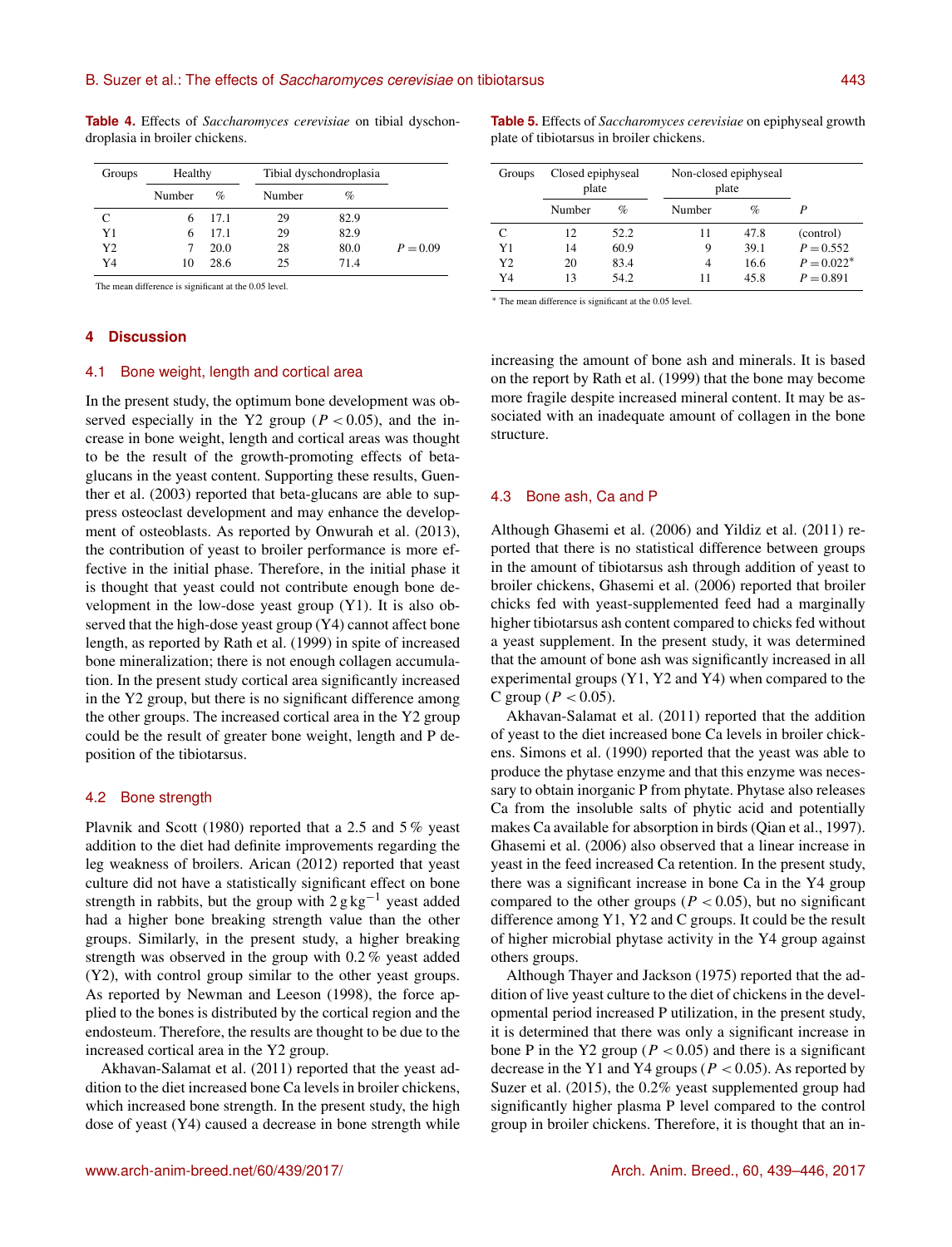**Table 4.** Effects of *Saccharomyces cerevisiae* on tibial dyschondroplasia in broiler chickens.

| Groups | Healthy | | Tibial dyschondroplasia | | |
|---|---|---|---|---|---|
| | Number | % | Number | % | |
| C | 6 | 17.1 | 29 | 82.9 | |
| Y1 | 6 | 17.1 | 29 | 82.9 | |
| Y2 | 7 | 20.0 | 28 | 80.0 | $P = 0.09$ |
| Y4 | 10 | 28.6 | 25 | 71.4 | |

The mean difference is significant at the 0.05 level.

**Table 5.** Effects of *Saccharomyces cerevisiae* on epiphyseal growth plate of tibiotarsus in broiler chickens.

| Groups | Closed epiphyseal plate | | Non-closed epiphyseal plate | | |
|---|---|---|---|---|---|
| | Number | % | Number | % | $P$ |
| C | 12 | 52.2 | 11 | 47.8 | (control) |
| Y1 | 14 | 60.9 | 9 | 39.1 | $P = 0.552$ |
| Y2 | 20 | 83.4 | 4 | 16.6 | $P = 0.022$* |
| Y4 | 13 | 54.2 | 11 | 45.8 | $P = 0.891$ |

* The mean difference is significant at the 0.05 level.

## 4 Discussion

### 4.1 Bone weight, length and cortical area

In the present study, the optimum bone development was observed especially in the Y2 group ($P < 0.05$), and the increase in bone weight, length and cortical areas was thought to be the result of the growth-promoting effects of beta-glucans in the yeast content. Supporting these results, Guenther et al. (2003) reported that beta-glucans are able to suppress osteoclast development and may enhance the development of osteoblasts. As reported by Onwurah et al. (2013), the contribution of yeast to broiler performance is more effective in the initial phase. Therefore, in the initial phase it is thought that yeast could not contribute enough bone development in the low-dose yeast group (Y1). It is also observed that the high-dose yeast group (Y4) cannot affect bone length, as reported by Rath et al. (1999) in spite of increased bone mineralization; there is not enough collagen accumulation. In the present study cortical area significantly increased in the Y2 group, but there is no significant difference among the other groups. The increased cortical area in the Y2 group could be the result of greater bone weight, length and P deposition of the tibiotarsus.

### 4.2 Bone strength

Plavnik and Scott (1980) reported that a 2.5 and 5 % yeast addition to the diet had definite improvements regarding the leg weakness of broilers. Arican (2012) reported that yeast culture did not have a statistically significant effect on bone strength in rabbits, but the group with $2\,g\,kg^{-1}$ yeast added had a higher bone breaking strength value than the other groups. Similarly, in the present study, a higher breaking strength was observed in the group with 0.2 % yeast added (Y2), with control group similar to the other yeast groups. As reported by Newman and Leeson (1998), the force applied to the bones is distributed by the cortical region and the endosteum. Therefore, the results are thought to be due to the increased cortical area in the Y2 group.

Akhavan-Salamat et al. (2011) reported that the yeast addition to the diet increased bone Ca levels in broiler chickens, which increased bone strength. In the present study, the high dose of yeast (Y4) caused a decrease in bone strength while increasing the amount of bone ash and minerals. It is based on the report by Rath et al. (1999) that the bone may become more fragile despite increased mineral content. It may be associated with an inadequate amount of collagen in the bone structure.

### 4.3 Bone ash, Ca and P

Although Ghasemi et al. (2006) and Yildiz et al. (2011) reported that there is no statistical difference between groups in the amount of tibiotarsus ash through addition of yeast to broiler chickens, Ghasemi et al. (2006) reported that broiler chicks fed with yeast-supplemented feed had a marginally higher tibiotarsus ash content compared to chicks fed without a yeast supplement. In the present study, it was determined that the amount of bone ash was significantly increased in all experimental groups (Y1, Y2 and Y4) when compared to the C group ($P < 0.05$).

Akhavan-Salamat et al. (2011) reported that the addition of yeast to the diet increased bone Ca levels in broiler chickens. Simons et al. (1990) reported that the yeast was able to produce the phytase enzyme and that this enzyme was necessary to obtain inorganic P from phytate. Phytase also releases Ca from the insoluble salts of phytic acid and potentially makes Ca available for absorption in birds (Qian et al., 1997). Ghasemi et al. (2006) also observed that a linear increase in yeast in the feed increased Ca retention. In the present study, there was a significant increase in bone Ca in the Y4 group compared to the other groups ($P < 0.05$), but no significant difference among Y1, Y2 and C groups. It could be the result of higher microbial phytase activity in the Y4 group against others groups.

Although Thayer and Jackson (1975) reported that the addition of live yeast culture to the diet of chickens in the developmental period increased P utilization, in the present study, it is determined that there was only a significant increase in bone P in the Y2 group ($P < 0.05$) and there is a significant decrease in the Y1 and Y4 groups ($P < 0.05$). As reported by Suzer et al. (2015), the 0.2% yeast supplemented group had significantly higher plasma P level compared to the control group in broiler chickens. Therefore, it is thought that an in-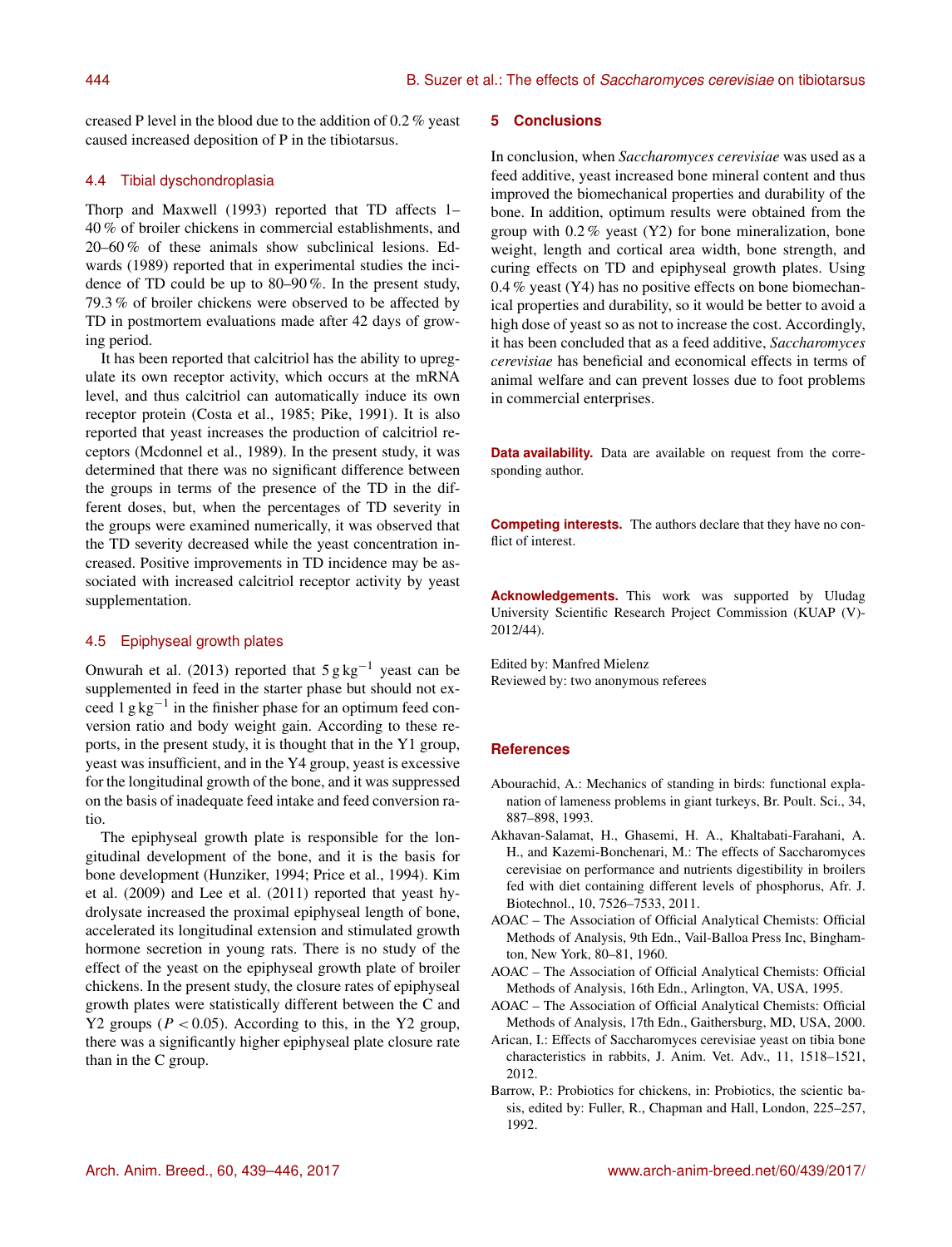creased P level in the blood due to the addition of 0.2 % yeast caused increased deposition of P in the tibiotarsus.

### 4.4 Tibial dyschondroplasia

Thorp and Maxwell (1993) reported that TD affects 1–40 % of broiler chickens in commercial establishments, and 20–60 % of these animals show subclinical lesions. Edwards (1989) reported that in experimental studies the incidence of TD could be up to 80–90 %. In the present study, 79.3 % of broiler chickens were observed to be affected by TD in postmortem evaluations made after 42 days of growing period.

It has been reported that calcitriol has the ability to upregulate its own receptor activity, which occurs at the mRNA level, and thus calcitriol can automatically induce its own receptor protein (Costa et al., 1985; Pike, 1991). It is also reported that yeast increases the production of calcitriol receptors (Mcdonnel et al., 1989). In the present study, it was determined that there was no significant difference between the groups in terms of the presence of the TD in the different doses, but, when the percentages of TD severity in the groups were examined numerically, it was observed that the TD severity decreased while the yeast concentration increased. Positive improvements in TD incidence may be associated with increased calcitriol receptor activity by yeast supplementation.

### 4.5 Epiphyseal growth plates

Onwurah et al. (2013) reported that $5\,\mathrm{g\,kg^{-1}}$ yeast can be supplemented in feed in the starter phase but should not exceed $1\,\mathrm{g\,kg^{-1}}$ in the finisher phase for an optimum feed conversion ratio and body weight gain. According to these reports, in the present study, it is thought that in the Y1 group, yeast was insufficient, and in the Y4 group, yeast is excessive for the longitudinal growth of the bone, and it was suppressed on the basis of inadequate feed intake and feed conversion ratio.

The epiphyseal growth plate is responsible for the longitudinal development of the bone, and it is the basis for bone development (Hunziker, 1994; Price et al., 1994). Kim et al. (2009) and Lee et al. (2011) reported that yeast hydrolysate increased the proximal epiphyseal length of bone, accelerated its longitudinal extension and stimulated growth hormone secretion in young rats. There is no study of the effect of the yeast on the epiphyseal growth plate of broiler chickens. In the present study, the closure rates of epiphyseal growth plates were statistically different between the C and Y2 groups ($P < 0.05$). According to this, in the Y2 group, there was a significantly higher epiphyseal plate closure rate than in the C group.

## 5 Conclusions

In conclusion, when *Saccharomyces cerevisiae* was used as a feed additive, yeast increased bone mineral content and thus improved the biomechanical properties and durability of the bone. In addition, optimum results were obtained from the group with 0.2 % yeast (Y2) for bone mineralization, bone weight, length and cortical area width, bone strength, and curing effects on TD and epiphyseal growth plates. Using 0.4 % yeast (Y4) has no positive effects on bone biomechanical properties and durability, so it would be better to avoid a high dose of yeast so as not to increase the cost. Accordingly, it has been concluded that as a feed additive, *Saccharomyces cerevisiae* has beneficial and economical effects in terms of animal welfare and can prevent losses due to foot problems in commercial enterprises.

**Data availability.** Data are available on request from the corresponding author.

**Competing interests.** The authors declare that they have no conflict of interest.

**Acknowledgements.** This work was supported by Uludag University Scientific Research Project Commission (KUAP (V)-2012/44).

Edited by: Manfred Mielenz
Reviewed by: two anonymous referees

## References

Abourachid, A.: Mechanics of standing in birds: functional explanation of lameness problems in giant turkeys, Br. Poult. Sci., 34, 887–898, 1993.

Akhavan-Salamat, H., Ghasemi, H. A., Khaltabati-Farahani, A. H., and Kazemi-Bonchenari, M.: The effects of Saccharomyces cerevisiae on performance and nutrients digestibility in broilers fed with diet containing different levels of phosphorus, Afr. J. Biotechnol., 10, 7526–7533, 2011.

AOAC – The Association of Official Analytical Chemists: Official Methods of Analysis, 9th Edn., Vail-Balloa Press Inc, Binghamton, New York, 80–81, 1960.

AOAC – The Association of Official Analytical Chemists: Official Methods of Analysis, 16th Edn., Arlington, VA, USA, 1995.

AOAC – The Association of Official Analytical Chemists: Official Methods of Analysis, 17th Edn., Gaithersburg, MD, USA, 2000.

Arican, I.: Effects of Saccharomyces cerevisiae yeast on tibia bone characteristics in rabbits, J. Anim. Vet. Adv., 11, 1518–1521, 2012.

Barrow, P.: Probiotics for chickens, in: Probiotics, the scientic basis, edited by: Fuller, R., Chapman and Hall, London, 225–257, 1992.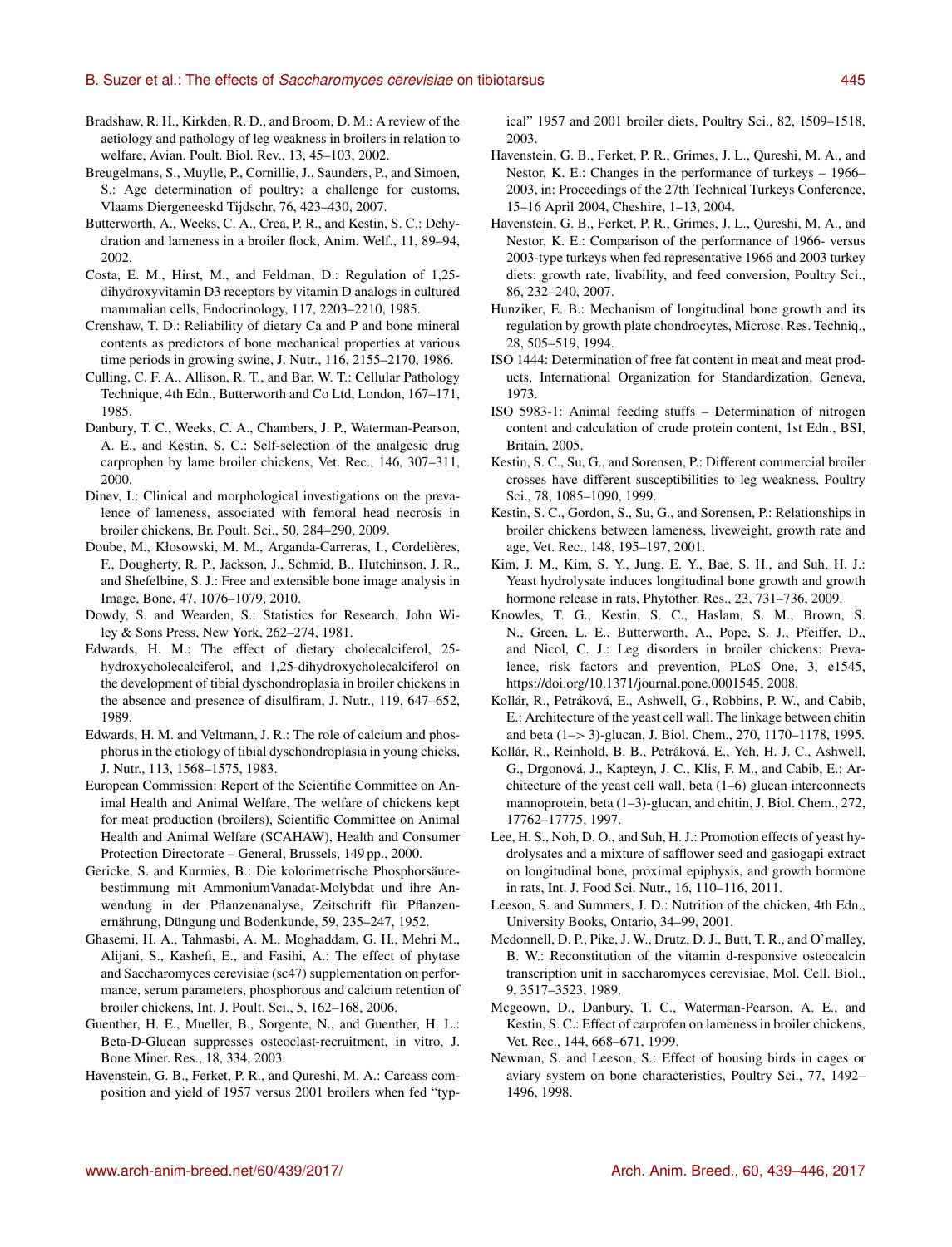Bradshaw, R. H., Kirkden, R. D., and Broom, D. M.: A review of the aetiology and pathology of leg weakness in broilers in relation to welfare, Avian. Poult. Biol. Rev., 13, 45–103, 2002.

Breugelmans, S., Muylle, P., Cornillie, J., Saunders, P., and Simoen, S.: Age determination of poultry: a challenge for customs, Vlaams Diergeneeskd Tijdschr, 76, 423–430, 2007.

Butterworth, A., Weeks, C. A., Crea, P. R., and Kestin, S. C.: Dehydration and lameness in a broiler flock, Anim. Welf., 11, 89–94, 2002.

Costa, E. M., Hirst, M., and Feldman, D.: Regulation of 1,25-dihydroxyvitamin D3 receptors by vitamin D analogs in cultured mammalian cells, Endocrinology, 117, 2203–2210, 1985.

Crenshaw, T. D.: Reliability of dietary Ca and P and bone mineral contents as predictors of bone mechanical properties at various time periods in growing swine, J. Nutr., 116, 2155–2170, 1986.

Culling, C. F. A., Allison, R. T., and Bar, W. T.: Cellular Pathology Technique, 4th Edn., Butterworth and Co Ltd, London, 167–171, 1985.

Danbury, T. C., Weeks, C. A., Chambers, J. P., Waterman-Pearson, A. E., and Kestin, S. C.: Self-selection of the analgesic drug carprophen by lame broiler chickens, Vet. Rec., 146, 307–311, 2000.

Dinev, I.: Clinical and morphological investigations on the prevalence of lameness, associated with femoral head necrosis in broiler chickens, Br. Poult. Sci., 50, 284–290, 2009.

Doube, M., Kłosowski, M. M., Arganda-Carreras, I., Cordelières, F., Dougherty, R. P., Jackson, J., Schmid, B., Hutchinson, J. R., and Shefelbine, S. J.: Free and extensible bone image analysis in Image, Bone, 47, 1076–1079, 2010.

Dowdy, S. and Wearden, S.: Statistics for Research, John Wiley & Sons Press, New York, 262–274, 1981.

Edwards, H. M.: The effect of dietary cholecalciferol, 25-hydroxycholecalciferol, and 1,25-dihydroxycholecalciferol on the development of tibial dyschondroplasia in broiler chickens in the absence and presence of disulfiram, J. Nutr., 119, 647–652, 1989.

Edwards, H. M. and Veltmann, J. R.: The role of calcium and phosphorus in the etiology of tibial dyschondroplasia in young chicks, J. Nutr., 113, 1568–1575, 1983.

European Commission: Report of the Scientific Committee on Animal Health and Animal Welfare, The welfare of chickens kept for meat production (broilers), Scientific Committee on Animal Health and Animal Welfare (SCAHAW), Health and Consumer Protection Directorate – General, Brussels, 149 pp., 2000.

Gericke, S. and Kurmies, B.: Die kolorimetrische Phosphorsäurebestimmung mit AmmoniumVanadat-Molybdat und ihre Anwendung in der Pflanzenanalyse, Zeitschrift für Pflanzenernährung, Düngung und Bodenkunde, 59, 235–247, 1952.

Ghasemi, H. A., Tahmasbi, A. M., Moghaddam, G. H., Mehri M., Alijani, S., Kashefi, E., and Fasihi, A.: The effect of phytase and Saccharomyces cerevisiae (sc47) supplementation on performance, serum parameters, phosphorous and calcium retention of broiler chickens, Int. J. Poult. Sci., 5, 162–168, 2006.

Guenther, H. E., Mueller, B., Sorgente, N., and Guenther, H. L.: Beta-D-Glucan suppresses osteoclast-recruitment, in vitro, J. Bone Miner. Res., 18, 334, 2003.

Havenstein, G. B., Ferket, P. R., and Qureshi, M. A.: Carcass composition and yield of 1957 versus 2001 broilers when fed "typical" 1957 and 2001 broiler diets, Poultry Sci., 82, 1509–1518, 2003.

Havenstein, G. B., Ferket, P. R., Grimes, J. L., Qureshi, M. A., and Nestor, K. E.: Changes in the performance of turkeys – 1966–2003, in: Proceedings of the 27th Technical Turkeys Conference, 15–16 April 2004, Cheshire, 1–13, 2004.

Havenstein, G. B., Ferket, P. R., Grimes, J. L., Qureshi, M. A., and Nestor, K. E.: Comparison of the performance of 1966- versus 2003-type turkeys when fed representative 1966 and 2003 turkey diets: growth rate, livability, and feed conversion, Poultry Sci., 86, 232–240, 2007.

Hunziker, E. B.: Mechanism of longitudinal bone growth and its regulation by growth plate chondrocytes, Microsc. Res. Techniq., 28, 505–519, 1994.

ISO 1444: Determination of free fat content in meat and meat products, International Organization for Standardization, Geneva, 1973.

ISO 5983-1: Animal feeding stuffs – Determination of nitrogen content and calculation of crude protein content, 1st Edn., BSI, Britain, 2005.

Kestin, S. C., Su, G., and Sorensen, P.: Different commercial broiler crosses have different susceptibilities to leg weakness, Poultry Sci., 78, 1085–1090, 1999.

Kestin, S. C., Gordon, S., Su, G., and Sorensen, P.: Relationships in broiler chickens between lameness, liveweight, growth rate and age, Vet. Rec., 148, 195–197, 2001.

Kim, J. M., Kim, S. Y., Jung, E. Y., Bae, S. H., and Suh, H. J.: Yeast hydrolysate induces longitudinal bone growth and growth hormone release in rats, Phytother. Res., 23, 731–736, 2009.

Knowles, T. G., Kestin, S. C., Haslam, S. M., Brown, S. N., Green, L. E., Butterworth, A., Pope, S. J., Pfeiffer, D., and Nicol, C. J.: Leg disorders in broiler chickens: Prevalence, risk factors and prevention, PLoS One, 3, e1545, https://doi.org/10.1371/journal.pone.0001545, 2008.

Kollár, R., Petráková, E., Ashwell, G., Robbins, P. W., and Cabib, E.: Architecture of the yeast cell wall. The linkage between chitin and beta (1–> 3)-glucan, J. Biol. Chem., 270, 1170–1178, 1995.

Kollár, R., Reinhold, B. B., Petráková, E., Yeh, H. J. C., Ashwell, G., Drgonová, J., Kapteyn, J. C., Klis, F. M., and Cabib, E.: Architecture of the yeast cell wall, beta (1–6) glucan interconnects mannoprotein, beta (1–3)-glucan, and chitin, J. Biol. Chem., 272, 17762–17775, 1997.

Lee, H. S., Noh, D. O., and Suh, H. J.: Promotion effects of yeast hydrolysates and a mixture of safflower seed and gasiogapi extract on longitudinal bone, proximal epiphysis, and growth hormone in rats, Int. J. Food Sci. Nutr., 16, 110–116, 2011.

Leeson, S. and Summers, J. D.: Nutrition of the chicken, 4th Edn., University Books, Ontario, 34–99, 2001.

Mcdonnell, D. P., Pike, J. W., Drutz, D. J., Butt, T. R., and O'malley, B. W.: Reconstitution of the vitamin d-responsive osteocalcin transcription unit in saccharomyces cerevisiae, Mol. Cell. Biol., 9, 3517–3523, 1989.

Mcgeown, D., Danbury, T. C., Waterman-Pearson, A. E., and Kestin, S. C.: Effect of carprofen on lameness in broiler chickens, Vet. Rec., 144, 668–671, 1999.

Newman, S. and Leeson, S.: Effect of housing birds in cages or aviary system on bone characteristics, Poultry Sci., 77, 1492–1496, 1998.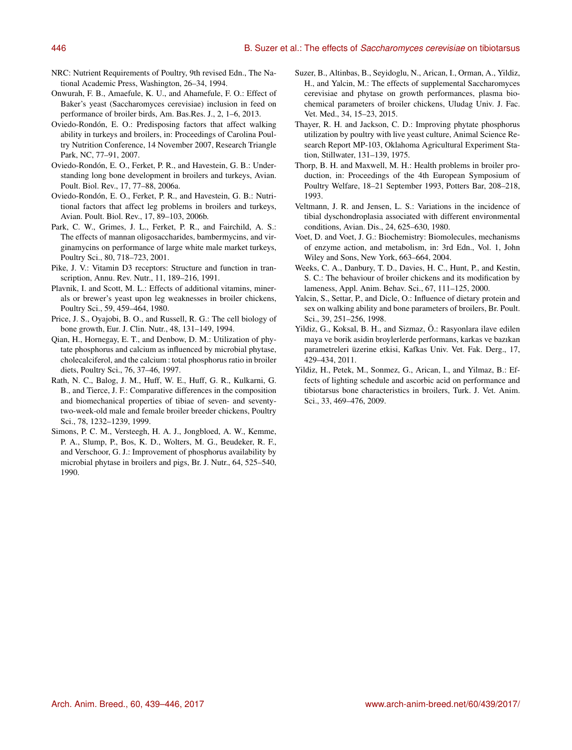NRC: Nutrient Requirements of Poultry, 9th revised Edn., The National Academic Press, Washington, 26–34, 1994.

Onwurah, F. B., Amaefule, K. U., and Ahamefule, F. O.: Effect of Baker's yeast (Saccharomyces cerevisiae) inclusion in feed on performance of broiler birds, Am. Bas.Res. J., 2, 1–6, 2013.

Oviedo-Rondón, E. O.: Predisposing factors that affect walking ability in turkeys and broilers, in: Proceedings of Carolina Poultry Nutrition Conference, 14 November 2007, Research Triangle Park, NC, 77–91, 2007.

Oviedo-Rondón, E. O., Ferket, P. R., and Havestein, G. B.: Understanding long bone development in broilers and turkeys, Avian. Poult. Biol. Rev., 17, 77–88, 2006a.

Oviedo-Rondón, E. O., Ferket, P. R., and Havestein, G. B.: Nutritional factors that affect leg problems in broilers and turkeys, Avian. Poult. Biol. Rev., 17, 89–103, 2006b.

Park, C. W., Grimes, J. L., Ferket, P. R., and Fairchild, A. S.: The effects of mannan oligosaccharides, bambermycins, and virginamycins on performance of large white male market turkeys, Poultry Sci., 80, 718–723, 2001.

Pike, J. V.: Vitamin D3 receptors: Structure and function in transcription, Annu. Rev. Nutr., 11, 189–216, 1991.

Plavnik, I. and Scott, M. L.: Effects of additional vitamins, minerals or brewer's yeast upon leg weaknesses in broiler chickens, Poultry Sci., 59, 459–464, 1980.

Price, J. S., Oyajobi, B. O., and Russell, R. G.: The cell biology of bone growth, Eur. J. Clin. Nutr., 48, 131–149, 1994.

Qian, H., Hornegay, E. T., and Denbow, D. M.: Utilization of phytate phosphorus and calcium as influenced by microbial phytase, cholecalciferol, and the calcium : total phosphorus ratio in broiler diets, Poultry Sci., 76, 37–46, 1997.

Rath, N. C., Balog, J. M., Huff, W. E., Huff, G. R., Kulkarni, G. B., and Tierce, J. F.: Comparative differences in the composition and biomechanical properties of tibiae of seven- and seventy-two-week-old male and female broiler breeder chickens, Poultry Sci., 78, 1232–1239, 1999.

Simons, P. C. M., Versteegh, H. A. J., Jongbloed, A. W., Kemme, P. A., Slump, P., Bos, K. D., Wolters, M. G., Beudeker, R. F., and Verschoor, G. J.: Improvement of phosphorus availability by microbial phytase in broilers and pigs, Br. J. Nutr., 64, 525–540, 1990.

Suzer, B., Altinbas, B., Seyidoglu, N., Arican, I., Orman, A., Yildiz, H., and Yalcin, M.: The effects of supplemental Saccharomyces cerevisiae and phytase on growth performances, plasma biochemical parameters of broiler chickens, Uludag Univ. J. Fac. Vet. Med., 34, 15–23, 2015.

Thayer, R. H. and Jackson, C. D.: Improving phytate phosphorus utilization by poultry with live yeast culture, Animal Science Research Report MP-103, Oklahoma Agricultural Experiment Station, Stillwater, 131–139, 1975.

Thorp, B. H. and Maxwell, M. H.: Health problems in broiler production, in: Proceedings of the 4th European Symposium of Poultry Welfare, 18–21 September 1993, Potters Bar, 208–218, 1993.

Veltmann, J. R. and Jensen, L. S.: Variations in the incidence of tibial dyschondroplasia associated with different environmental conditions, Avian. Dis., 24, 625–630, 1980.

Voet, D. and Voet, J. G.: Biochemistry: Biomolecules, mechanisms of enzyme action, and metabolism, in: 3rd Edn., Vol. 1, John Wiley and Sons, New York, 663–664, 2004.

Weeks, C. A., Danbury, T. D., Davies, H. C., Hunt, P., and Kestin, S. C.: The behaviour of broiler chickens and its modification by lameness, Appl. Anim. Behav. Sci., 67, 111–125, 2000.

Yalcin, S., Settar, P., and Dicle, O.: Influence of dietary protein and sex on walking ability and bone parameters of broilers, Br. Poult. Sci., 39, 251–256, 1998.

Yildiz, G., Koksal, B. H., and Sizmaz, Ö.: Rasyonlara ilave edilen maya ve borik asidin broylerlerde performans, karkas ve bazıkan parametreleri üzerine etkisi, Kafkas Univ. Vet. Fak. Derg., 17, 429–434, 2011.

Yildiz, H., Petek, M., Sonmez, G., Arican, I., and Yilmaz, B.: Effects of lighting schedule and ascorbic acid on performance and tibiotarsus bone characteristics in broilers, Turk. J. Vet. Anim. Sci., 33, 469–476, 2009.